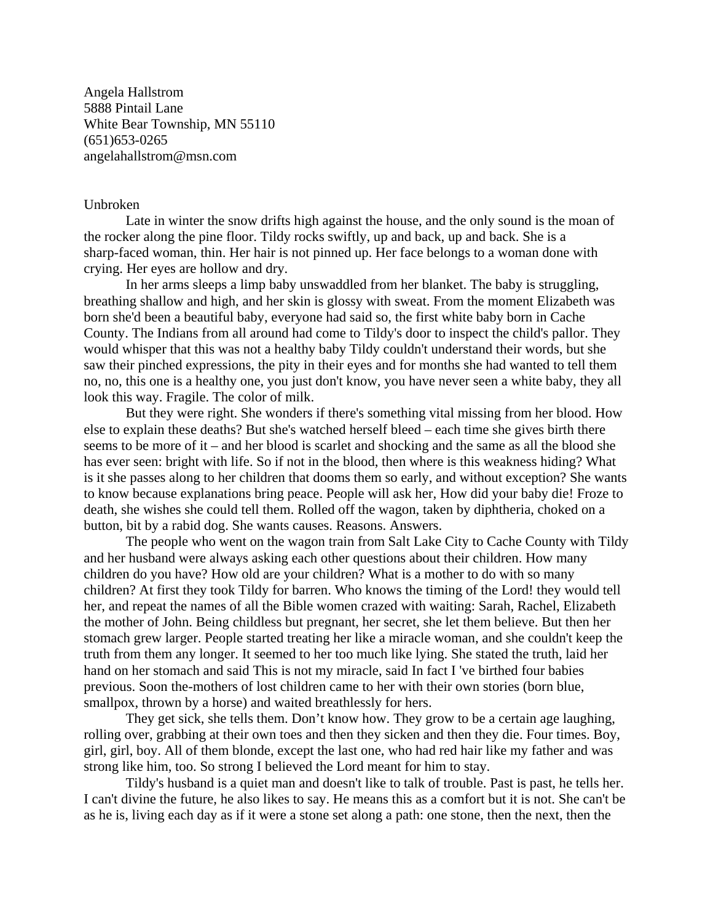Angela Hallstrom
5888 Pintail Lane
White Bear Township, MN 55110
(651)653-0265
angelahallstrom@msn.com

# Unbroken

Late in winter the snow drifts high against the house, and the only sound is the moan of the rocker along the pine floor. Tildy rocks swiftly, up and back, up and back. She is a sharp-faced woman, thin. Her hair is not pinned up. Her face belongs to a woman done with crying. Her eyes are hollow and dry.

In her arms sleeps a limp baby unswaddled from her blanket. The baby is struggling, breathing shallow and high, and her skin is glossy with sweat. From the moment Elizabeth was born she'd been a beautiful baby, everyone had said so, the first white baby born in Cache County. The Indians from all around had come to Tildy's door to inspect the child's pallor. They would whisper that this was not a healthy baby Tildy couldn't understand their words, but she saw their pinched expressions, the pity in their eyes and for months she had wanted to tell them no, no, this one is a healthy one, you just don't know, you have never seen a white baby, they all look this way. Fragile. The color of milk.

But they were right. She wonders if there's something vital missing from her blood. How else to explain these deaths? But she's watched herself bleed – each time she gives birth there seems to be more of it – and her blood is scarlet and shocking and the same as all the blood she has ever seen: bright with life. So if not in the blood, then where is this weakness hiding? What is it she passes along to her children that dooms them so early, and without exception? She wants to know because explanations bring peace. People will ask her, How did your baby die! Froze to death, she wishes she could tell them. Rolled off the wagon, taken by diphtheria, choked on a button, bit by a rabid dog. She wants causes. Reasons. Answers.

The people who went on the wagon train from Salt Lake City to Cache County with Tildy and her husband were always asking each other questions about their children. How many children do you have? How old are your children? What is a mother to do with so many children? At first they took Tildy for barren. Who knows the timing of the Lord! they would tell her, and repeat the names of all the Bible women crazed with waiting: Sarah, Rachel, Elizabeth the mother of John. Being childless but pregnant, her secret, she let them believe. But then her stomach grew larger. People started treating her like a miracle woman, and she couldn't keep the truth from them any longer. It seemed to her too much like lying. She stated the truth, laid her hand on her stomach and said This is not my miracle, said In fact I 've birthed four babies previous. Soon the-mothers of lost children came to her with their own stories (born blue, smallpox, thrown by a horse) and waited breathlessly for hers.

They get sick, she tells them. Don't know how. They grow to be a certain age laughing, rolling over, grabbing at their own toes and then they sicken and then they die. Four times. Boy, girl, girl, boy. All of them blonde, except the last one, who had red hair like my father and was strong like him, too. So strong I believed the Lord meant for him to stay.

Tildy's husband is a quiet man and doesn't like to talk of trouble. Past is past, he tells her. I can't divine the future, he also likes to say. He means this as a comfort but it is not. She can't be as he is, living each day as if it were a stone set along a path: one stone, then the next, then the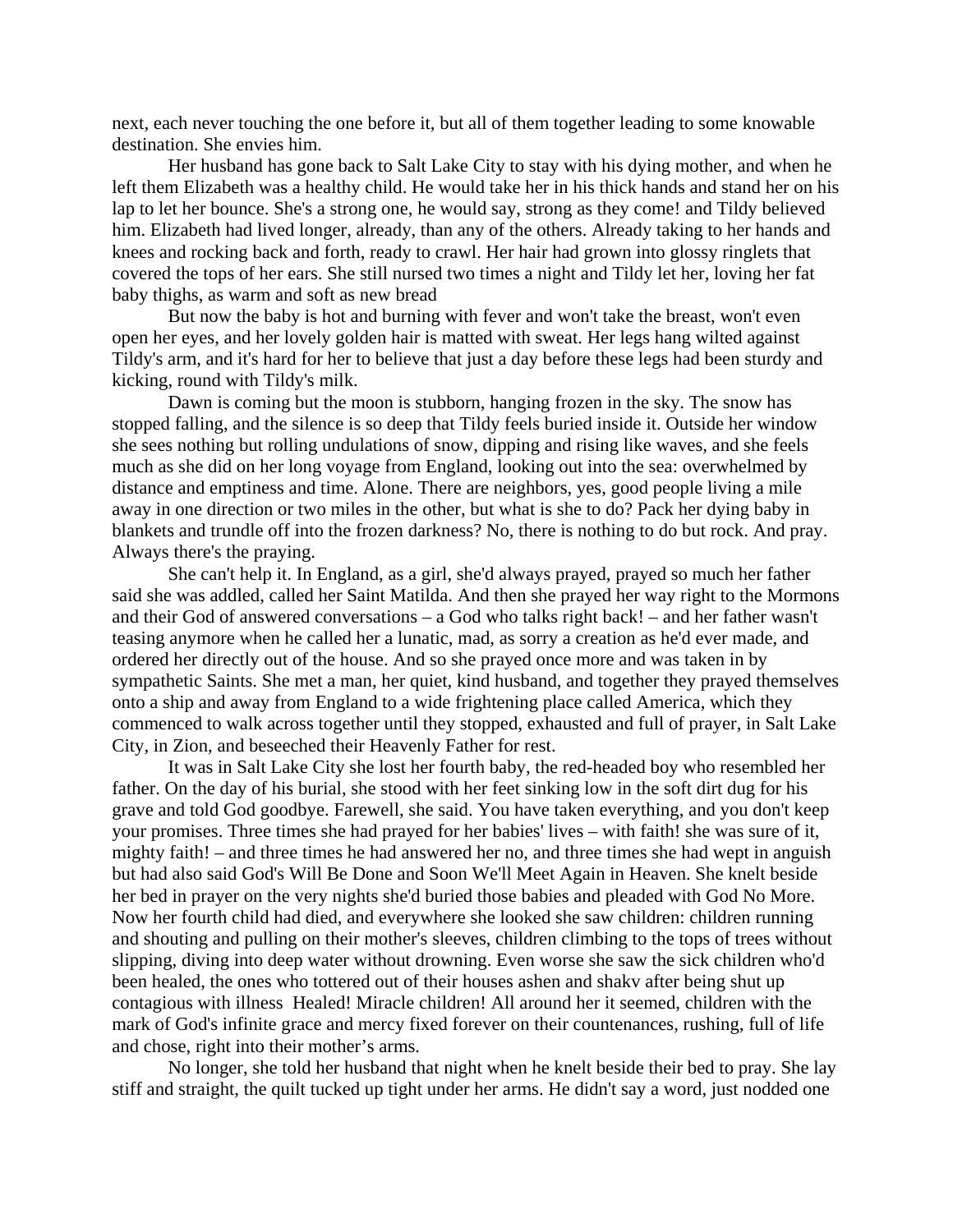next, each never touching the one before it, but all of them together leading to some knowable destination. She envies him.

Her husband has gone back to Salt Lake City to stay with his dying mother, and when he left them Elizabeth was a healthy child. He would take her in his thick hands and stand her on his lap to let her bounce. She's a strong one, he would say, strong as they come! and Tildy believed him. Elizabeth had lived longer, already, than any of the others. Already taking to her hands and knees and rocking back and forth, ready to crawl. Her hair had grown into glossy ringlets that covered the tops of her ears. She still nursed two times a night and Tildy let her, loving her fat baby thighs, as warm and soft as new bread

But now the baby is hot and burning with fever and won't take the breast, won't even open her eyes, and her lovely golden hair is matted with sweat. Her legs hang wilted against Tildy's arm, and it's hard for her to believe that just a day before these legs had been sturdy and kicking, round with Tildy's milk.

Dawn is coming but the moon is stubborn, hanging frozen in the sky. The snow has stopped falling, and the silence is so deep that Tildy feels buried inside it. Outside her window she sees nothing but rolling undulations of snow, dipping and rising like waves, and she feels much as she did on her long voyage from England, looking out into the sea: overwhelmed by distance and emptiness and time. Alone. There are neighbors, yes, good people living a mile away in one direction or two miles in the other, but what is she to do? Pack her dying baby in blankets and trundle off into the frozen darkness? No, there is nothing to do but rock. And pray. Always there's the praying.

She can't help it. In England, as a girl, she'd always prayed, prayed so much her father said she was addled, called her Saint Matilda. And then she prayed her way right to the Mormons and their God of answered conversations – a God who talks right back! – and her father wasn't teasing anymore when he called her a lunatic, mad, as sorry a creation as he'd ever made, and ordered her directly out of the house. And so she prayed once more and was taken in by sympathetic Saints. She met a man, her quiet, kind husband, and together they prayed themselves onto a ship and away from England to a wide frightening place called America, which they commenced to walk across together until they stopped, exhausted and full of prayer, in Salt Lake City, in Zion, and beseeched their Heavenly Father for rest.

It was in Salt Lake City she lost her fourth baby, the red-headed boy who resembled her father. On the day of his burial, she stood with her feet sinking low in the soft dirt dug for his grave and told God goodbye. Farewell, she said. You have taken everything, and you don't keep your promises. Three times she had prayed for her babies' lives – with faith! she was sure of it, mighty faith! – and three times he had answered her no, and three times she had wept in anguish but had also said God's Will Be Done and Soon We'll Meet Again in Heaven. She knelt beside her bed in prayer on the very nights she'd buried those babies and pleaded with God No More. Now her fourth child had died, and everywhere she looked she saw children: children running and shouting and pulling on their mother's sleeves, children climbing to the tops of trees without slipping, diving into deep water without drowning. Even worse she saw the sick children who'd been healed, the ones who tottered out of their houses ashen and shakv after being shut up contagious with illness  Healed! Miracle children! All around her it seemed, children with the mark of God's infinite grace and mercy fixed forever on their countenances, rushing, full of life and chose, right into their mother's arms.

No longer, she told her husband that night when he knelt beside their bed to pray. She lay stiff and straight, the quilt tucked up tight under her arms. He didn't say a word, just nodded one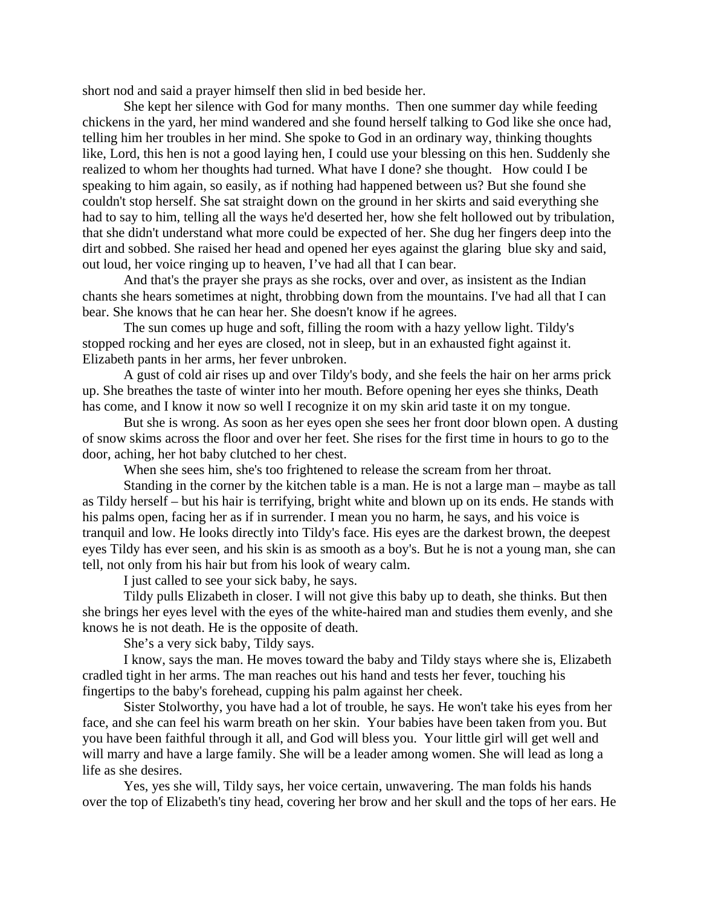short nod and said a prayer himself then slid in bed beside her.

She kept her silence with God for many months. Then one summer day while feeding chickens in the yard, her mind wandered and she found herself talking to God like she once had, telling him her troubles in her mind. She spoke to God in an ordinary way, thinking thoughts like, Lord, this hen is not a good laying hen, I could use your blessing on this hen. Suddenly she realized to whom her thoughts had turned. What have I done? she thought. How could I be speaking to him again, so easily, as if nothing had happened between us? But she found she couldn't stop herself. She sat straight down on the ground in her skirts and said everything she had to say to him, telling all the ways he'd deserted her, how she felt hollowed out by tribulation, that she didn't understand what more could be expected of her. She dug her fingers deep into the dirt and sobbed. She raised her head and opened her eyes against the glaring blue sky and said, out loud, her voice ringing up to heaven, I've had all that I can bear.

And that's the prayer she prays as she rocks, over and over, as insistent as the Indian chants she hears sometimes at night, throbbing down from the mountains. I've had all that I can bear. She knows that he can hear her. She doesn't know if he agrees.

The sun comes up huge and soft, filling the room with a hazy yellow light. Tildy's stopped rocking and her eyes are closed, not in sleep, but in an exhausted fight against it. Elizabeth pants in her arms, her fever unbroken.

A gust of cold air rises up and over Tildy's body, and she feels the hair on her arms prick up. She breathes the taste of winter into her mouth. Before opening her eyes she thinks, Death has come, and I know it now so well I recognize it on my skin arid taste it on my tongue.

But she is wrong. As soon as her eyes open she sees her front door blown open. A dusting of snow skims across the floor and over her feet. She rises for the first time in hours to go to the door, aching, her hot baby clutched to her chest.

When she sees him, she's too frightened to release the scream from her throat.

Standing in the corner by the kitchen table is a man. He is not a large man – maybe as tall as Tildy herself – but his hair is terrifying, bright white and blown up on its ends. He stands with his palms open, facing her as if in surrender. I mean you no harm, he says, and his voice is tranquil and low. He looks directly into Tildy's face. His eyes are the darkest brown, the deepest eyes Tildy has ever seen, and his skin is as smooth as a boy's. But he is not a young man, she can tell, not only from his hair but from his look of weary calm.

I just called to see your sick baby, he says.

Tildy pulls Elizabeth in closer. I will not give this baby up to death, she thinks. But then she brings her eyes level with the eyes of the white-haired man and studies them evenly, and she knows he is not death. He is the opposite of death.

She's a very sick baby, Tildy says.

I know, says the man. He moves toward the baby and Tildy stays where she is, Elizabeth cradled tight in her arms. The man reaches out his hand and tests her fever, touching his fingertips to the baby's forehead, cupping his palm against her cheek.

Sister Stolworthy, you have had a lot of trouble, he says. He won't take his eyes from her face, and she can feel his warm breath on her skin. Your babies have been taken from you. But you have been faithful through it all, and God will bless you. Your little girl will get well and will marry and have a large family. She will be a leader among women. She will lead as long a life as she desires.

Yes, yes she will, Tildy says, her voice certain, unwavering. The man folds his hands over the top of Elizabeth's tiny head, covering her brow and her skull and the tops of her ears. He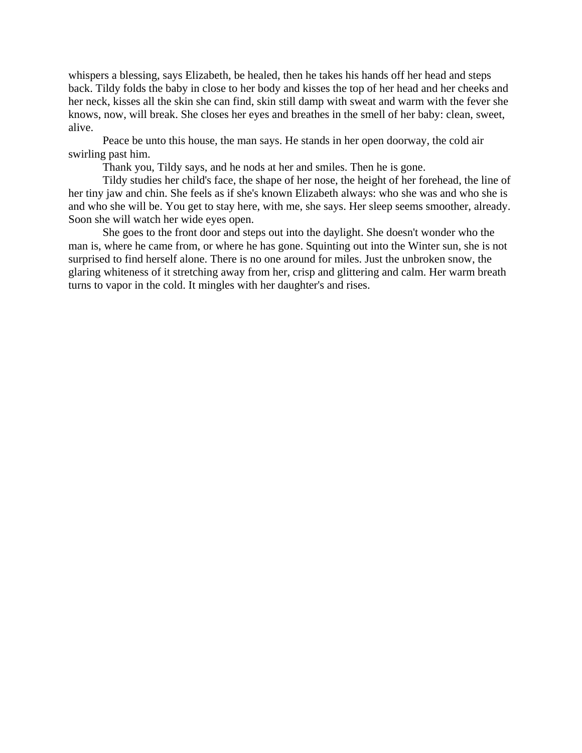whispers a blessing, says Elizabeth, be healed, then he takes his hands off her head and steps back. Tildy folds the baby in close to her body and kisses the top of her head and her cheeks and her neck, kisses all the skin she can find, skin still damp with sweat and warm with the fever she knows, now, will break. She closes her eyes and breathes in the smell of her baby: clean, sweet, alive.

Peace be unto this house, the man says. He stands in her open doorway, the cold air swirling past him.

Thank you, Tildy says, and he nods at her and smiles. Then he is gone.

Tildy studies her child's face, the shape of her nose, the height of her forehead, the line of her tiny jaw and chin. She feels as if she's known Elizabeth always: who she was and who she is and who she will be. You get to stay here, with me, she says. Her sleep seems smoother, already. Soon she will watch her wide eyes open.

She goes to the front door and steps out into the daylight. She doesn't wonder who the man is, where he came from, or where he has gone. Squinting out into the Winter sun, she is not surprised to find herself alone. There is no one around for miles. Just the unbroken snow, the glaring whiteness of it stretching away from her, crisp and glittering and calm. Her warm breath turns to vapor in the cold. It mingles with her daughter's and rises.